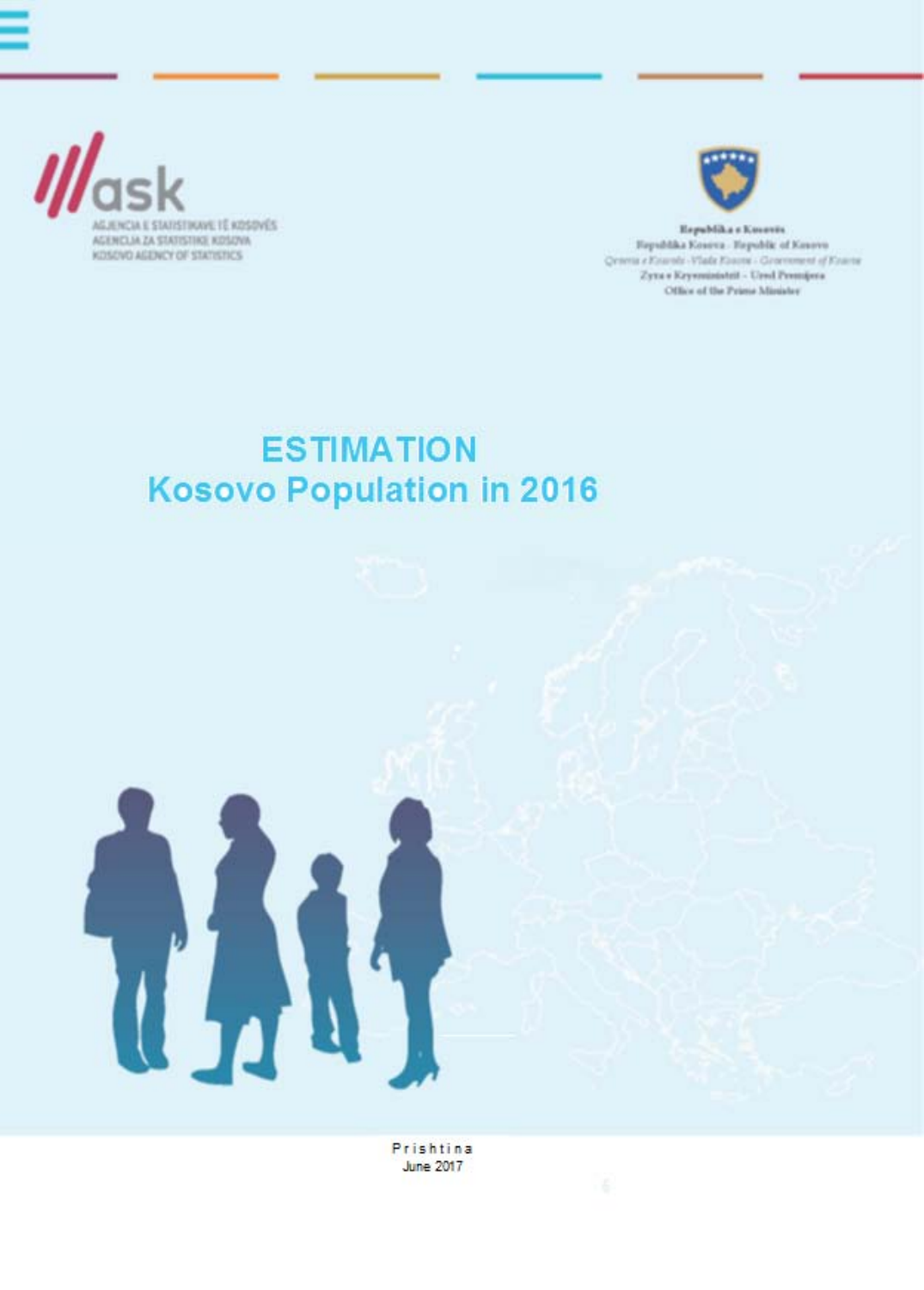AGJENCIA E STATISTIKAVE TË KOSOVËS
AGENCIJA ZA STATISTIKE KOSOVA
KOSOVO AGENCY OF STATISTICS

Republika e Kosovës
Republika Kosova - Republic of Kosovo
*Qeveria e Kosovës - Vlada Kosova - Government of Kosovo*
Zyra e Kryeministrit – Ured Premijera
Office of the Prime Minister

# ESTIMATION
# Kosovo Population in 2016

Prishtina
June 2017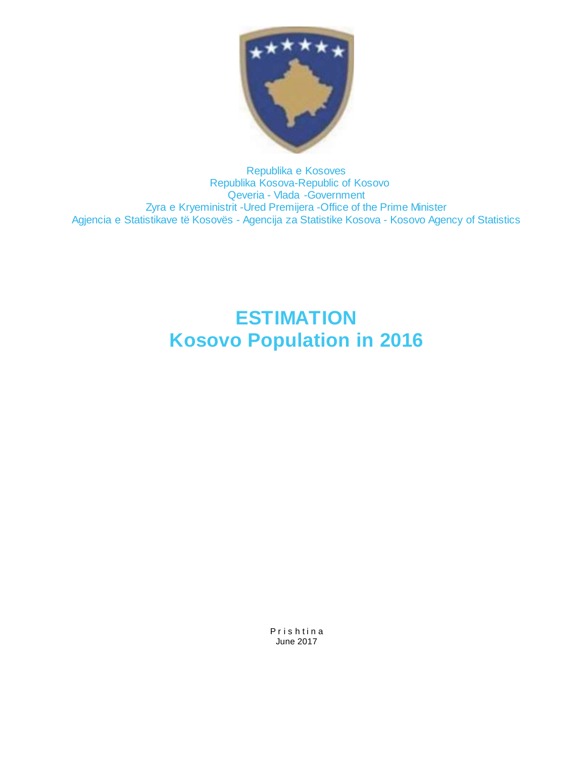Republika e Kosoves
Republika Kosova-Republic of Kosovo
Qeveria - Vlada -Government
Zyra e Kryeministrit -Ured Premijera -Office of the Prime Minister
Agjencia e Statistikave të Kosovës - Agencija za Statistike Kosova - Kosovo Agency of Statistics

# ESTIMATION
# Kosovo Population in 2016

P r i s h t i n a
June 2017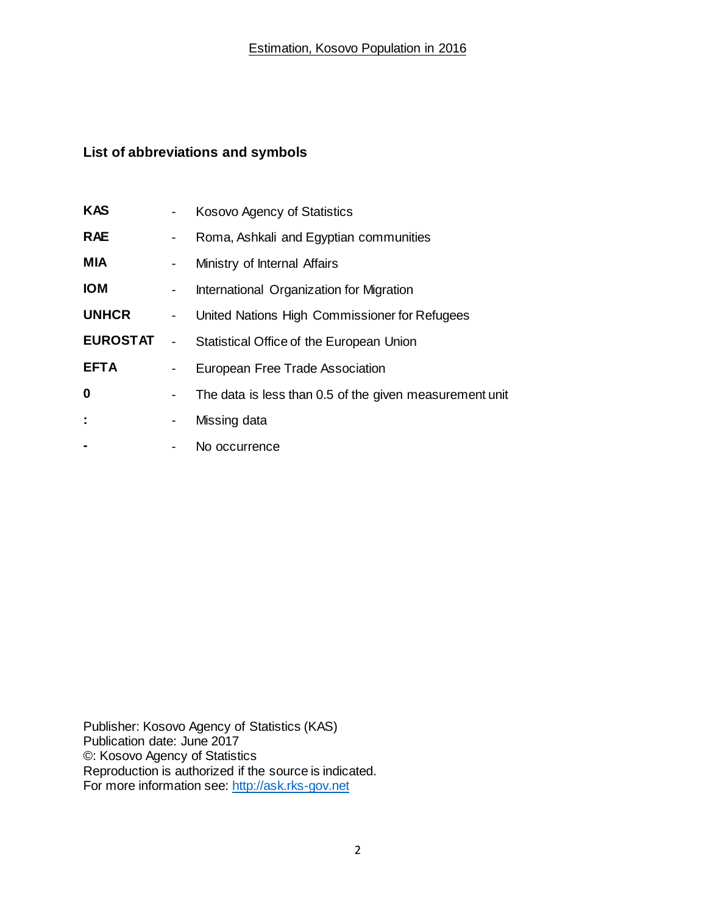## List of abbreviations and symbols

| | | |
|---|---|---|
| **KAS** | - | Kosovo Agency of Statistics |
| **RAE** | - | Roma, Ashkali and Egyptian communities |
| **MIA** | - | Ministry of Internal Affairs |
| **IOM** | - | International Organization for Migration |
| **UNHCR** | - | United Nations High Commissioner for Refugees |
| **EUROSTAT** | - | Statistical Office of the European Union |
| **EFTA** | - | European Free Trade Association |
| **0** | - | The data is less than 0.5 of the given measurement unit |
| **:** | - | Missing data |
| **-** | - | No occurrence |

Publisher: Kosovo Agency of Statistics (KAS)
Publication date: June 2017
©: Kosovo Agency of Statistics
Reproduction is authorized if the source is indicated.
For more information see: http://ask.rks-gov.net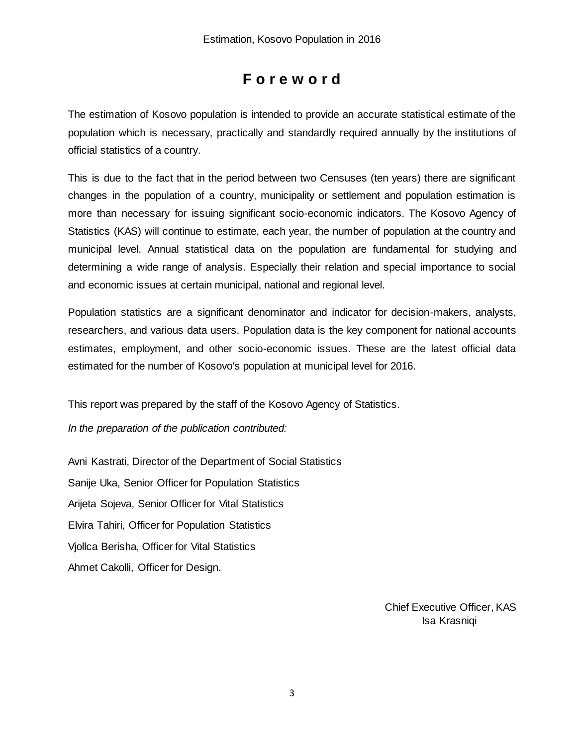# Foreword

The estimation of Kosovo population is intended to provide an accurate statistical estimate of the population which is necessary, practically and standardly required annually by the institutions of official statistics of a country.

This is due to the fact that in the period between two Censuses (ten years) there are significant changes in the population of a country, municipality or settlement and population estimation is more than necessary for issuing significant socio-economic indicators. The Kosovo Agency of Statistics (KAS) will continue to estimate, each year, the number of population at the country and municipal level. Annual statistical data on the population are fundamental for studying and determining a wide range of analysis. Especially their relation and special importance to social and economic issues at certain municipal, national and regional level.

Population statistics are a significant denominator and indicator for decision-makers, analysts, researchers, and various data users. Population data is the key component for national accounts estimates, employment, and other socio-economic issues. These are the latest official data estimated for the number of Kosovo's population at municipal level for 2016.

This report was prepared by the staff of the Kosovo Agency of Statistics.

*In the preparation of the publication contributed:*

Avni Kastrati, Director of the Department of Social Statistics

Sanije Uka, Senior Officer for Population Statistics

Arijeta Sojeva, Senior Officer for Vital Statistics

Elvira Tahiri, Officer for Population Statistics

Vjollca Berisha, Officer for Vital Statistics

Ahmet Cakolli, Officer for Design.

Chief Executive Officer, KAS
Isa Krasniqi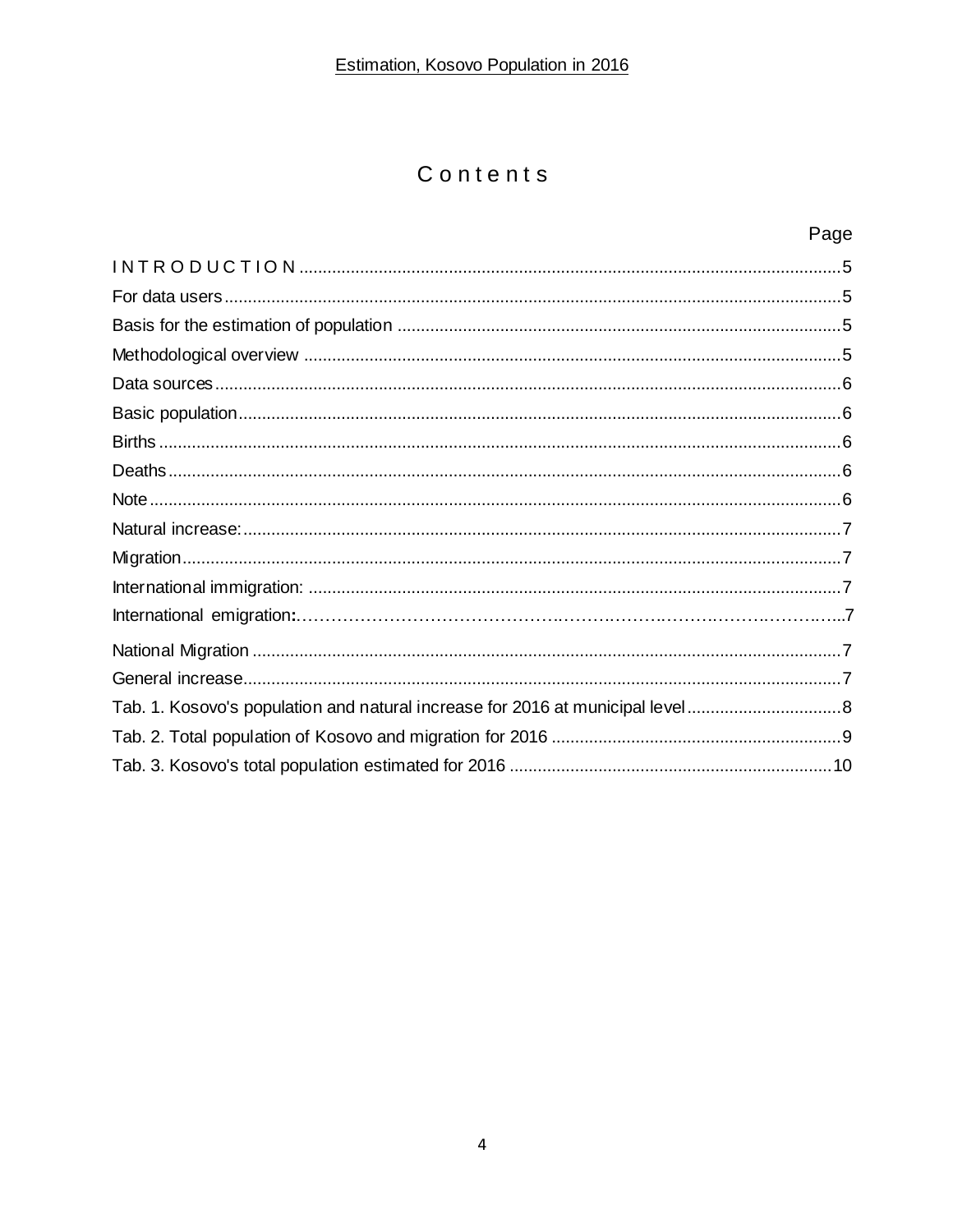# Contents

| | Page |
|---|---|
| INTRODUCTION | 5 |
| For data users | 5 |
| Basis for the estimation of population | 5 |
| Methodological overview | 5 |
| Data sources | 6 |
| Basic population | 6 |
| Births | 6 |
| Deaths | 6 |
| Note | 6 |
| Natural increase: | 7 |
| Migration | 7 |
| International immigration: | 7 |
| International emigration: | 7 |
| National Migration | 7 |
| General increase | 7 |
| Tab. 1. Kosovo's population and natural increase for 2016 at municipal level | 8 |
| Tab. 2. Total population of Kosovo and migration for 2016 | 9 |
| Tab. 3. Kosovo's total population estimated for 2016 | 10 |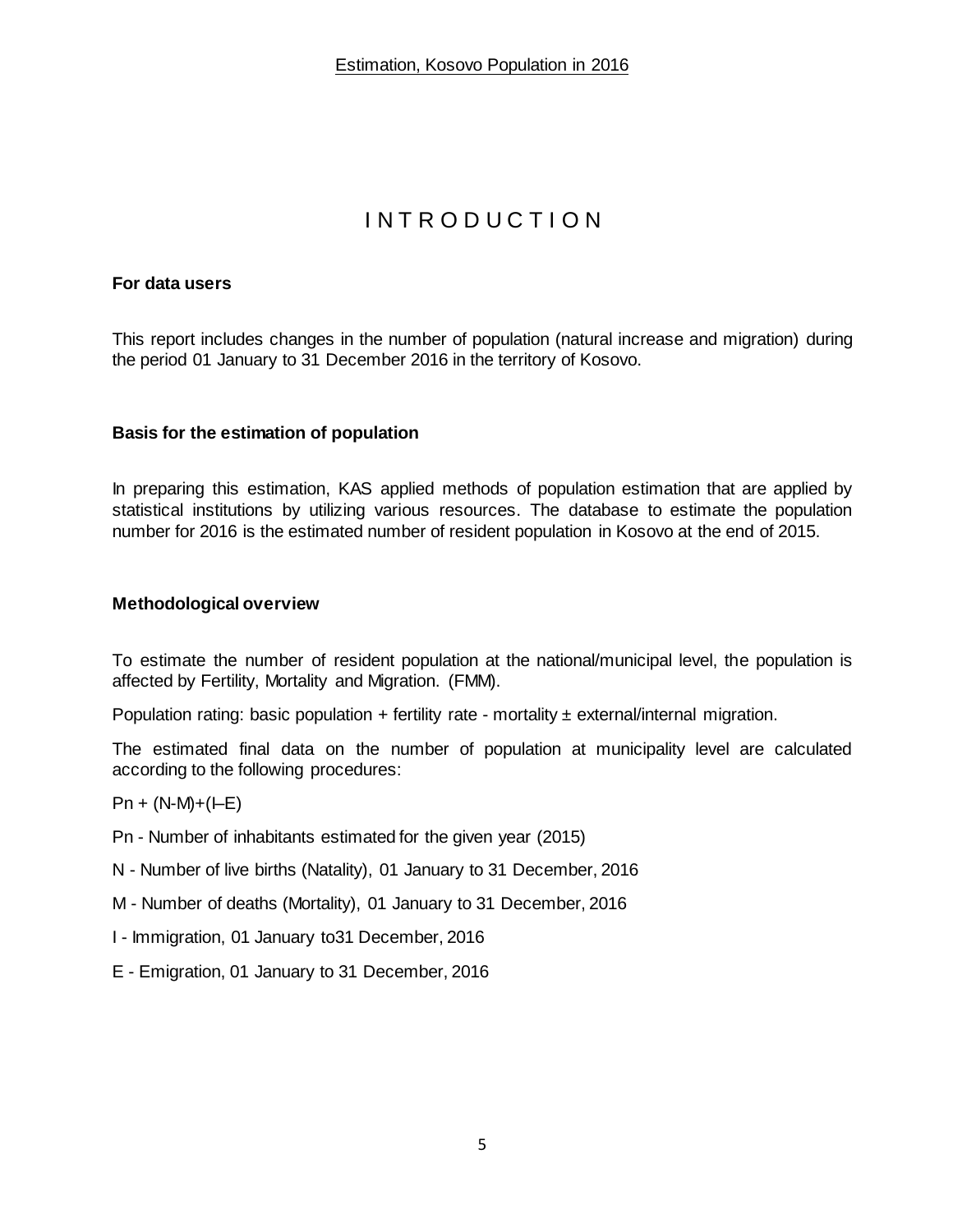# INTRODUCTION

**For data users**

This report includes changes in the number of population (natural increase and migration) during the period 01 January to 31 December 2016 in the territory of Kosovo.

**Basis for the estimation of population**

In preparing this estimation, KAS applied methods of population estimation that are applied by statistical institutions by utilizing various resources. The database to estimate the population number for 2016 is the estimated number of resident population in Kosovo at the end of 2015.

**Methodological overview**

To estimate the number of resident population at the national/municipal level, the population is affected by Fertility, Mortality and Migration. (FMM).

Population rating: basic population + fertility rate - mortality ± external/internal migration.

The estimated final data on the number of population at municipality level are calculated according to the following procedures:

$P_n + (N-M)+(I-E)$

Pn - Number of inhabitants estimated for the given year (2015)

N - Number of live births (Natality), 01 January to 31 December, 2016

M - Number of deaths (Mortality), 01 January to 31 December, 2016

I - Immigration, 01 January to31 December, 2016

E - Emigration, 01 January to 31 December, 2016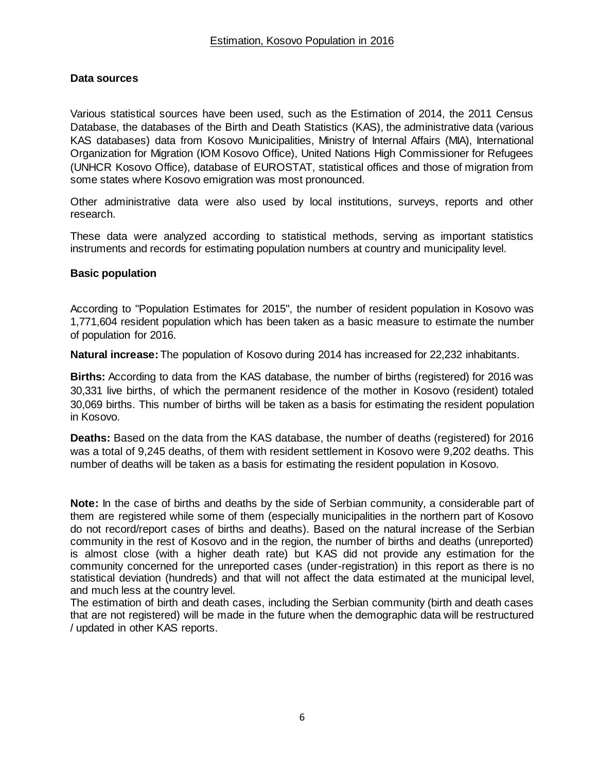Estimation, Kosovo Population in 2016

## Data sources

Various statistical sources have been used, such as the Estimation of 2014, the 2011 Census Database, the databases of the Birth and Death Statistics (KAS), the administrative data (various KAS databases) data from Kosovo Municipalities, Ministry of Internal Affairs (MIA), International Organization for Migration (IOM Kosovo Office), United Nations High Commissioner for Refugees (UNHCR Kosovo Office), database of EUROSTAT, statistical offices and those of migration from some states where Kosovo emigration was most pronounced.

Other administrative data were also used by local institutions, surveys, reports and other research.

These data were analyzed according to statistical methods, serving as important statistics instruments and records for estimating population numbers at country and municipality level.

## Basic population

According to "Population Estimates for 2015", the number of resident population in Kosovo was 1,771,604 resident population which has been taken as a basic measure to estimate the number of population for 2016.

**Natural increase:** The population of Kosovo during 2014 has increased for 22,232 inhabitants.

**Births:** According to data from the KAS database, the number of births (registered) for 2016 was 30,331 live births, of which the permanent residence of the mother in Kosovo (resident) totaled 30,069 births. This number of births will be taken as a basis for estimating the resident population in Kosovo.

**Deaths:** Based on the data from the KAS database, the number of deaths (registered) for 2016 was a total of 9,245 deaths, of them with resident settlement in Kosovo were 9,202 deaths. This number of deaths will be taken as a basis for estimating the resident population in Kosovo.

**Note:** In the case of births and deaths by the side of Serbian community, a considerable part of them are registered while some of them (especially municipalities in the northern part of Kosovo do not record/report cases of births and deaths). Based on the natural increase of the Serbian community in the rest of Kosovo and in the region, the number of births and deaths (unreported) is almost close (with a higher death rate) but KAS did not provide any estimation for the community concerned for the unreported cases (under-registration) in this report as there is no statistical deviation (hundreds) and that will not affect the data estimated at the municipal level, and much less at the country level.
The estimation of birth and death cases, including the Serbian community (birth and death cases that are not registered) will be made in the future when the demographic data will be restructured / updated in other KAS reports.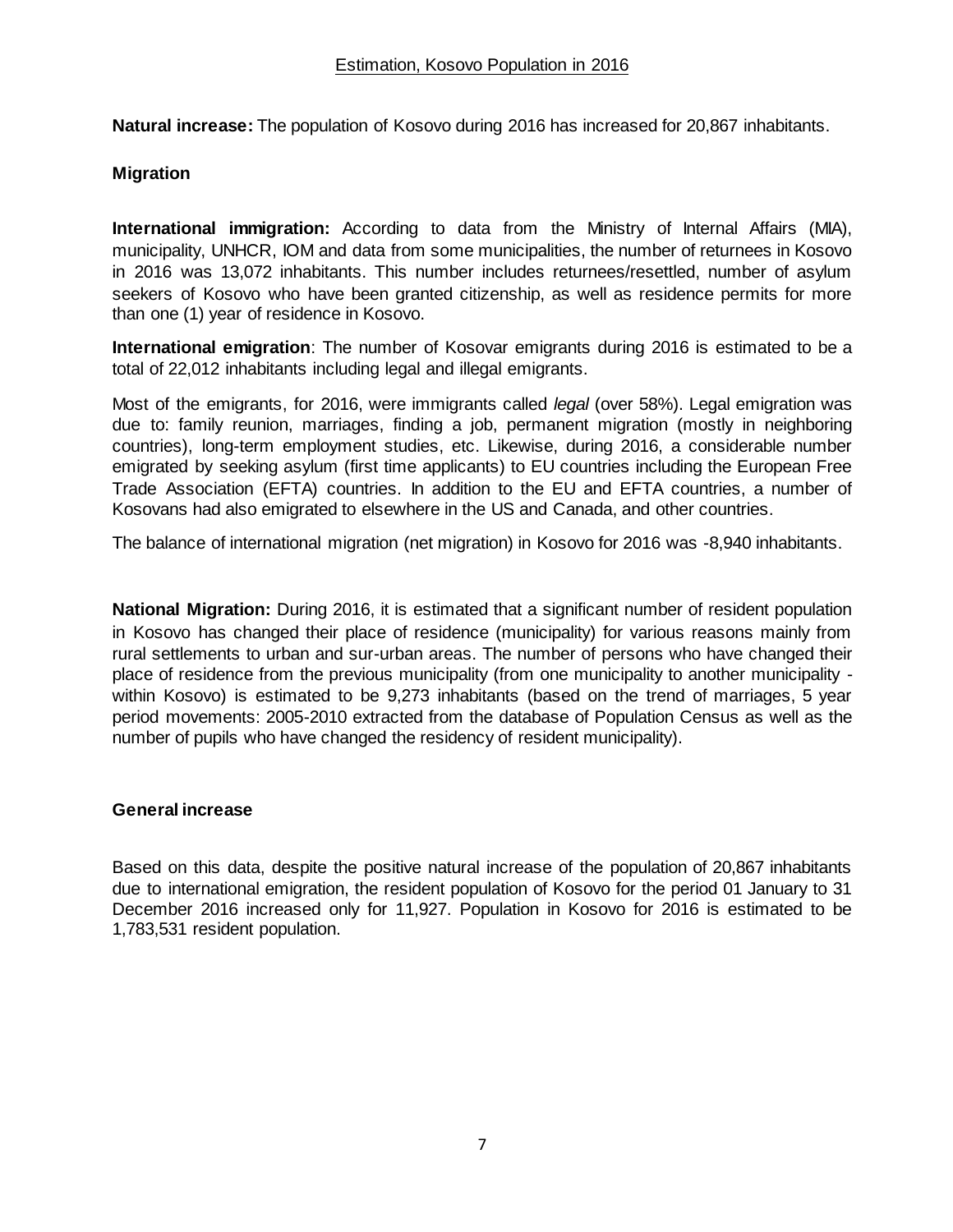## Estimation, Kosovo Population in 2016

**Natural increase:** The population of Kosovo during 2016 has increased for 20,867 inhabitants.

### Migration

**International immigration:** According to data from the Ministry of Internal Affairs (MIA), municipality, UNHCR, IOM and data from some municipalities, the number of returnees in Kosovo in 2016 was 13,072 inhabitants. This number includes returnees/resettled, number of asylum seekers of Kosovo who have been granted citizenship, as well as residence permits for more than one (1) year of residence in Kosovo.

**International emigration**: The number of Kosovar emigrants during 2016 is estimated to be a total of 22,012 inhabitants including legal and illegal emigrants.

Most of the emigrants, for 2016, were immigrants called *legal* (over 58%). Legal emigration was due to: family reunion, marriages, finding a job, permanent migration (mostly in neighboring countries), long-term employment studies, etc. Likewise, during 2016, a considerable number emigrated by seeking asylum (first time applicants) to EU countries including the European Free Trade Association (EFTA) countries. In addition to the EU and EFTA countries, a number of Kosovans had also emigrated to elsewhere in the US and Canada, and other countries.

The balance of international migration (net migration) in Kosovo for 2016 was -8,940 inhabitants.

**National Migration:** During 2016, it is estimated that a significant number of resident population in Kosovo has changed their place of residence (municipality) for various reasons mainly from rural settlements to urban and sur-urban areas. The number of persons who have changed their place of residence from the previous municipality (from one municipality to another municipality - within Kosovo) is estimated to be 9,273 inhabitants (based on the trend of marriages, 5 year period movements: 2005-2010 extracted from the database of Population Census as well as the number of pupils who have changed the residency of resident municipality).

### General increase

Based on this data, despite the positive natural increase of the population of 20,867 inhabitants due to international emigration, the resident population of Kosovo for the period 01 January to 31 December 2016 increased only for 11,927. Population in Kosovo for 2016 is estimated to be 1,783,531 resident population.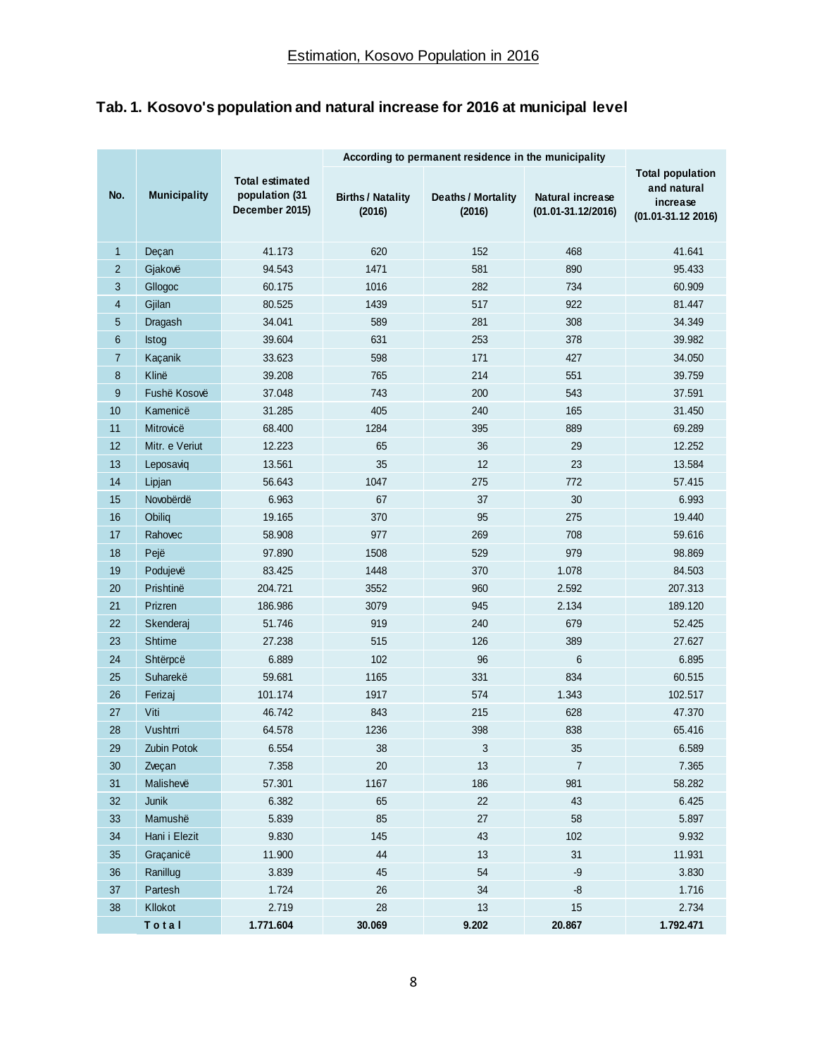## Estimation, Kosovo Population in 2016

### Tab. 1. Kosovo's population and natural increase for 2016 at municipal level

| No. | Municipality | Total estimated population (31 December 2015) | According to permanent residence in the municipality | | | Total population and natural increase (01.01-31.12 2016) |
|---|---|---|---|---|---|---|
| | | | Births / Natality (2016) | Deaths / Mortality (2016) | Natural increase (01.01-31.12/2016) | |
| 1 | Deçan | 41.173 | 620 | 152 | 468 | 41.641 |
| 2 | Gjakovë | 94.543 | 1471 | 581 | 890 | 95.433 |
| 3 | Gllogoc | 60.175 | 1016 | 282 | 734 | 60.909 |
| 4 | Gjilan | 80.525 | 1439 | 517 | 922 | 81.447 |
| 5 | Dragash | 34.041 | 589 | 281 | 308 | 34.349 |
| 6 | Istog | 39.604 | 631 | 253 | 378 | 39.982 |
| 7 | Kaçanik | 33.623 | 598 | 171 | 427 | 34.050 |
| 8 | Klinë | 39.208 | 765 | 214 | 551 | 39.759 |
| 9 | Fushë Kosovë | 37.048 | 743 | 200 | 543 | 37.591 |
| 10 | Kamenicë | 31.285 | 405 | 240 | 165 | 31.450 |
| 11 | Mitrovicë | 68.400 | 1284 | 395 | 889 | 69.289 |
| 12 | Mitr. e Veriut | 12.223 | 65 | 36 | 29 | 12.252 |
| 13 | Leposaviq | 13.561 | 35 | 12 | 23 | 13.584 |
| 14 | Lipjan | 56.643 | 1047 | 275 | 772 | 57.415 |
| 15 | Novobërdë | 6.963 | 67 | 37 | 30 | 6.993 |
| 16 | Obiliq | 19.165 | 370 | 95 | 275 | 19.440 |
| 17 | Rahovec | 58.908 | 977 | 269 | 708 | 59.616 |
| 18 | Pejë | 97.890 | 1508 | 529 | 979 | 98.869 |
| 19 | Podujevë | 83.425 | 1448 | 370 | 1.078 | 84.503 |
| 20 | Prishtinë | 204.721 | 3552 | 960 | 2.592 | 207.313 |
| 21 | Prizren | 186.986 | 3079 | 945 | 2.134 | 189.120 |
| 22 | Skenderaj | 51.746 | 919 | 240 | 679 | 52.425 |
| 23 | Shtime | 27.238 | 515 | 126 | 389 | 27.627 |
| 24 | Shtërpcë | 6.889 | 102 | 96 | 6 | 6.895 |
| 25 | Suharekë | 59.681 | 1165 | 331 | 834 | 60.515 |
| 26 | Ferizaj | 101.174 | 1917 | 574 | 1.343 | 102.517 |
| 27 | Viti | 46.742 | 843 | 215 | 628 | 47.370 |
| 28 | Vushtrri | 64.578 | 1236 | 398 | 838 | 65.416 |
| 29 | Zubin Potok | 6.554 | 38 | 3 | 35 | 6.589 |
| 30 | Zveçan | 7.358 | 20 | 13 | 7 | 7.365 |
| 31 | Malishevë | 57.301 | 1167 | 186 | 981 | 58.282 |
| 32 | Junik | 6.382 | 65 | 22 | 43 | 6.425 |
| 33 | Mamushë | 5.839 | 85 | 27 | 58 | 5.897 |
| 34 | Hani i Elezit | 9.830 | 145 | 43 | 102 | 9.932 |
| 35 | Graçanicë | 11.900 | 44 | 13 | 31 | 11.931 |
| 36 | Ranillug | 3.839 | 45 | 54 | -9 | 3.830 |
| 37 | Partesh | 1.724 | 26 | 34 | -8 | 1.716 |
| 38 | Kllokot | 2.719 | 28 | 13 | 15 | 2.734 |
| | **Total** | **1.771.604** | **30.069** | **9.202** | **20.867** | **1.792.471** |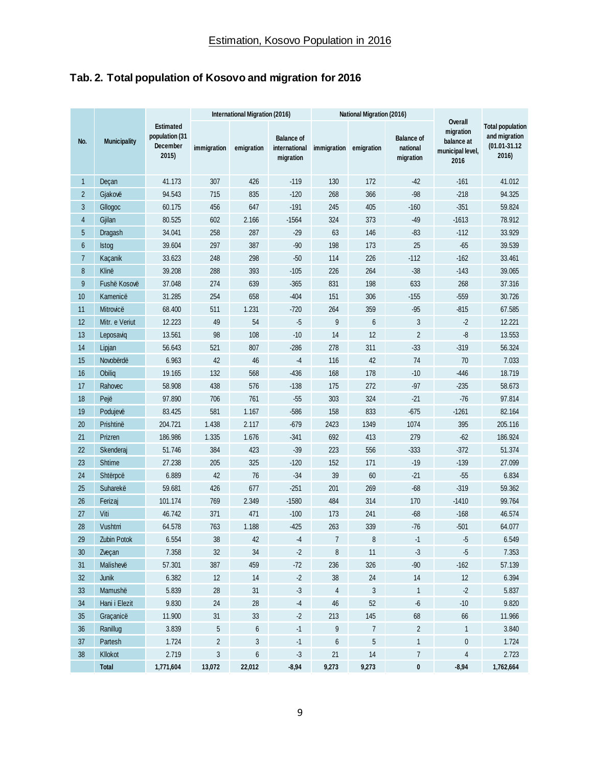## Estimation, Kosovo Population in 2016

### Tab. 2. Total population of Kosovo and migration for 2016

| No. | Municipality | Estimated population (31 December 2015) | International Migration (2016) | | | National Migration (2016) | | | Overall migration balance at municipal level, 2016 | Total population and migration (01.01-31.12 2016) |
|---|---|---|---|---|---|---|---|---|---|---|
| | | | immigration | emigration | Balance of international migration | immigration | emigration | Balance of national migration | | |
| 1 | Deçan | 41.173 | 307 | 426 | -119 | 130 | 172 | -42 | -161 | 41.012 |
| 2 | Gjakovë | 94.543 | 715 | 835 | -120 | 268 | 366 | -98 | -218 | 94.325 |
| 3 | Gllogoc | 60.175 | 456 | 647 | -191 | 245 | 405 | -160 | -351 | 59.824 |
| 4 | Gjilan | 80.525 | 602 | 2.166 | -1564 | 324 | 373 | -49 | -1613 | 78.912 |
| 5 | Dragash | 34.041 | 258 | 287 | -29 | 63 | 146 | -83 | -112 | 33.929 |
| 6 | Istog | 39.604 | 297 | 387 | -90 | 198 | 173 | 25 | -65 | 39.539 |
| 7 | Kaçanik | 33.623 | 248 | 298 | -50 | 114 | 226 | -112 | -162 | 33.461 |
| 8 | Klinë | 39.208 | 288 | 393 | -105 | 226 | 264 | -38 | -143 | 39.065 |
| 9 | Fushë Kosovë | 37.048 | 274 | 639 | -365 | 831 | 198 | 633 | 268 | 37.316 |
| 10 | Kamenicë | 31.285 | 254 | 658 | -404 | 151 | 306 | -155 | -559 | 30.726 |
| 11 | Mitrovicë | 68.400 | 511 | 1.231 | -720 | 264 | 359 | -95 | -815 | 67.585 |
| 12 | Mitr. e Veriut | 12.223 | 49 | 54 | -5 | 9 | 6 | 3 | -2 | 12.221 |
| 13 | Leposaviq | 13.561 | 98 | 108 | -10 | 14 | 12 | 2 | -8 | 13.553 |
| 14 | Lipjan | 56.643 | 521 | 807 | -286 | 278 | 311 | -33 | -319 | 56.324 |
| 15 | Novobërdë | 6.963 | 42 | 46 | -4 | 116 | 42 | 74 | 70 | 7.033 |
| 16 | Obiliq | 19.165 | 132 | 568 | -436 | 168 | 178 | -10 | -446 | 18.719 |
| 17 | Rahovec | 58.908 | 438 | 576 | -138 | 175 | 272 | -97 | -235 | 58.673 |
| 18 | Pejë | 97.890 | 706 | 761 | -55 | 303 | 324 | -21 | -76 | 97.814 |
| 19 | Podujevë | 83.425 | 581 | 1.167 | -586 | 158 | 833 | -675 | -1261 | 82.164 |
| 20 | Prishtinë | 204.721 | 1.438 | 2.117 | -679 | 2423 | 1349 | 1074 | 395 | 205.116 |
| 21 | Prizren | 186.986 | 1.335 | 1.676 | -341 | 692 | 413 | 279 | -62 | 186.924 |
| 22 | Skenderaj | 51.746 | 384 | 423 | -39 | 223 | 556 | -333 | -372 | 51.374 |
| 23 | Shtime | 27.238 | 205 | 325 | -120 | 152 | 171 | -19 | -139 | 27.099 |
| 24 | Shtërpcë | 6.889 | 42 | 76 | -34 | 39 | 60 | -21 | -55 | 6.834 |
| 25 | Suharekë | 59.681 | 426 | 677 | -251 | 201 | 269 | -68 | -319 | 59.362 |
| 26 | Ferizaj | 101.174 | 769 | 2.349 | -1580 | 484 | 314 | 170 | -1410 | 99.764 |
| 27 | Viti | 46.742 | 371 | 471 | -100 | 173 | 241 | -68 | -168 | 46.574 |
| 28 | Vushtrri | 64.578 | 763 | 1.188 | -425 | 263 | 339 | -76 | -501 | 64.077 |
| 29 | Zubin Potok | 6.554 | 38 | 42 | -4 | 7 | 8 | -1 | -5 | 6.549 |
| 30 | Zveçan | 7.358 | 32 | 34 | -2 | 8 | 11 | -3 | -5 | 7.353 |
| 31 | Malishevë | 57.301 | 387 | 459 | -72 | 236 | 326 | -90 | -162 | 57.139 |
| 32 | Junik | 6.382 | 12 | 14 | -2 | 38 | 24 | 14 | 12 | 6.394 |
| 33 | Mamushë | 5.839 | 28 | 31 | -3 | 4 | 3 | 1 | -2 | 5.837 |
| 34 | Hani i Elezit | 9.830 | 24 | 28 | -4 | 46 | 52 | -6 | -10 | 9.820 |
| 35 | Graçanicë | 11.900 | 31 | 33 | -2 | 213 | 145 | 68 | 66 | 11.966 |
| 36 | Ranillug | 3.839 | 5 | 6 | -1 | 9 | 7 | 2 | 1 | 3.840 |
| 37 | Partesh | 1.724 | 2 | 3 | -1 | 6 | 5 | 1 | 0 | 1.724 |
| 38 | Kllokot | 2.719 | 3 | 6 | -3 | 21 | 14 | 7 | 4 | 2.723 |
| | **Total** | **1,771,604** | **13,072** | **22,012** | **-8,94** | **9,273** | **9,273** | **0** | **-8,94** | **1,762,664** |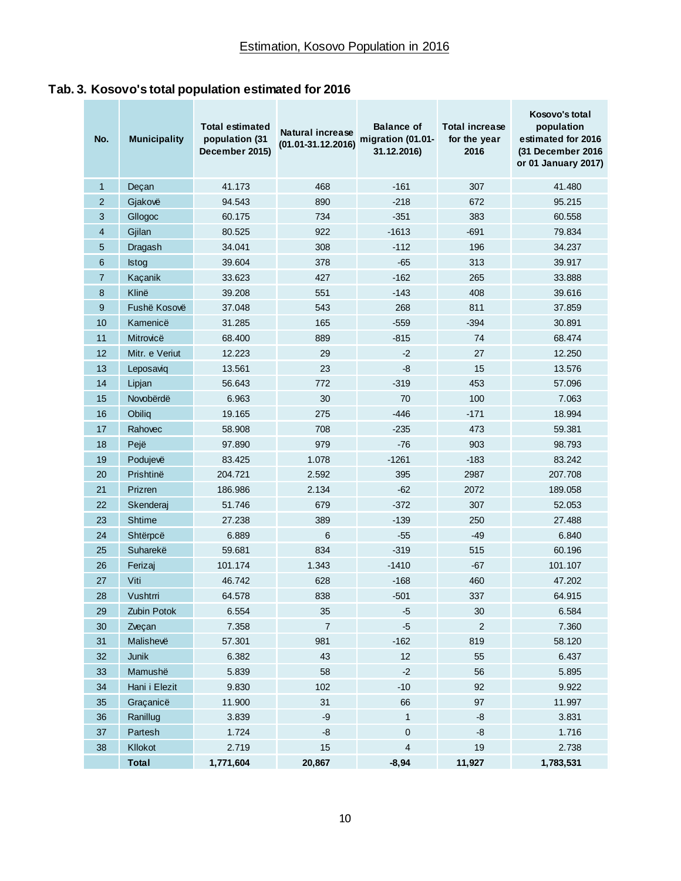Estimation, Kosovo Population in 2016

### Tab. 3. Kosovo's total population estimated for 2016

| No. | Municipality | Total estimated population (31 December 2015) | Natural increase (01.01-31.12.2016) | Balance of migration (01.01-31.12.2016) | Total increase for the year 2016 | Kosovo's total population estimated for 2016 (31 December 2016 or 01 January 2017) |
|---|---|---|---|---|---|---|
| 1 | Deçan | 41.173 | 468 | -161 | 307 | 41.480 |
| 2 | Gjakovë | 94.543 | 890 | -218 | 672 | 95.215 |
| 3 | Gllogoc | 60.175 | 734 | -351 | 383 | 60.558 |
| 4 | Gjilan | 80.525 | 922 | -1613 | -691 | 79.834 |
| 5 | Dragash | 34.041 | 308 | -112 | 196 | 34.237 |
| 6 | Istog | 39.604 | 378 | -65 | 313 | 39.917 |
| 7 | Kaçanik | 33.623 | 427 | -162 | 265 | 33.888 |
| 8 | Klinë | 39.208 | 551 | -143 | 408 | 39.616 |
| 9 | Fushë Kosovë | 37.048 | 543 | 268 | 811 | 37.859 |
| 10 | Kamenicë | 31.285 | 165 | -559 | -394 | 30.891 |
| 11 | Mitrovicë | 68.400 | 889 | -815 | 74 | 68.474 |
| 12 | Mitr. e Veriut | 12.223 | 29 | -2 | 27 | 12.250 |
| 13 | Leposaviq | 13.561 | 23 | -8 | 15 | 13.576 |
| 14 | Lipjan | 56.643 | 772 | -319 | 453 | 57.096 |
| 15 | Novobërdë | 6.963 | 30 | 70 | 100 | 7.063 |
| 16 | Obiliq | 19.165 | 275 | -446 | -171 | 18.994 |
| 17 | Rahovec | 58.908 | 708 | -235 | 473 | 59.381 |
| 18 | Pejë | 97.890 | 979 | -76 | 903 | 98.793 |
| 19 | Podujevë | 83.425 | 1.078 | -1261 | -183 | 83.242 |
| 20 | Prishtinë | 204.721 | 2.592 | 395 | 2987 | 207.708 |
| 21 | Prizren | 186.986 | 2.134 | -62 | 2072 | 189.058 |
| 22 | Skenderaj | 51.746 | 679 | -372 | 307 | 52.053 |
| 23 | Shtime | 27.238 | 389 | -139 | 250 | 27.488 |
| 24 | Shtërpcë | 6.889 | 6 | -55 | -49 | 6.840 |
| 25 | Suharekë | 59.681 | 834 | -319 | 515 | 60.196 |
| 26 | Ferizaj | 101.174 | 1.343 | -1410 | -67 | 101.107 |
| 27 | Viti | 46.742 | 628 | -168 | 460 | 47.202 |
| 28 | Vushtrri | 64.578 | 838 | -501 | 337 | 64.915 |
| 29 | Zubin Potok | 6.554 | 35 | -5 | 30 | 6.584 |
| 30 | Zveçan | 7.358 | 7 | -5 | 2 | 7.360 |
| 31 | Malishevë | 57.301 | 981 | -162 | 819 | 58.120 |
| 32 | Junik | 6.382 | 43 | 12 | 55 | 6.437 |
| 33 | Mamushë | 5.839 | 58 | -2 | 56 | 5.895 |
| 34 | Hani i Elezit | 9.830 | 102 | -10 | 92 | 9.922 |
| 35 | Graçanicë | 11.900 | 31 | 66 | 97 | 11.997 |
| 36 | Ranillug | 3.839 | -9 | 1 | -8 | 3.831 |
| 37 | Partesh | 1.724 | -8 | 0 | -8 | 1.716 |
| 38 | Kllokot | 2.719 | 15 | 4 | 19 | 2.738 |
| | **Total** | **1,771,604** | **20,867** | **-8,94** | **11,927** | **1,783,531** |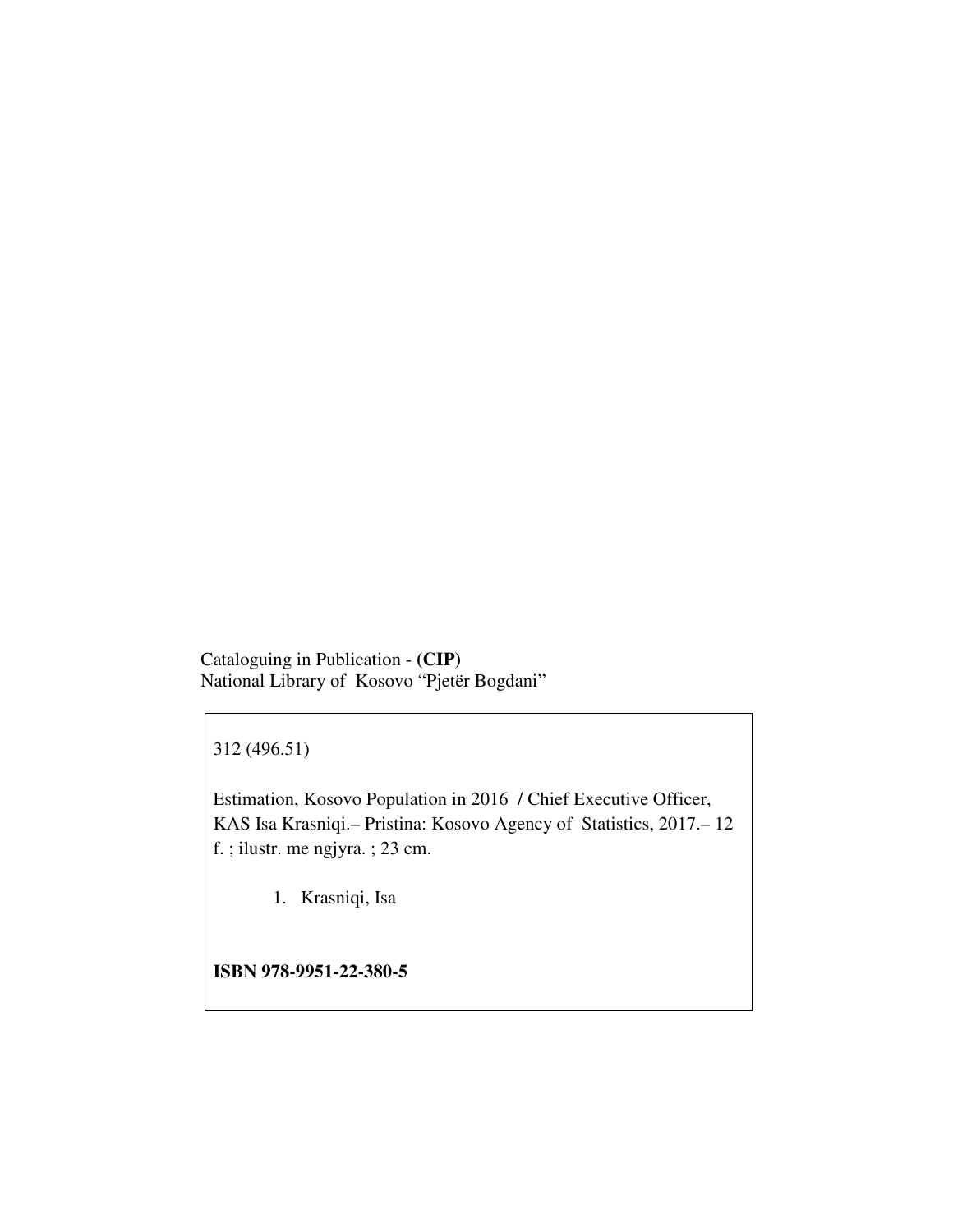Cataloguing in Publication - **(CIP)**
National Library of Kosovo “Pjetër Bogdani”

312 (496.51)

Estimation, Kosovo Population in 2016 / Chief Executive Officer, KAS Isa Krasniqi.– Pristina: Kosovo Agency of Statistics, 2017.– 12 f. ; ilustr. me ngjyra. ; 23 cm.

1. Krasniqi, Isa

**ISBN 978-9951-22-380-5**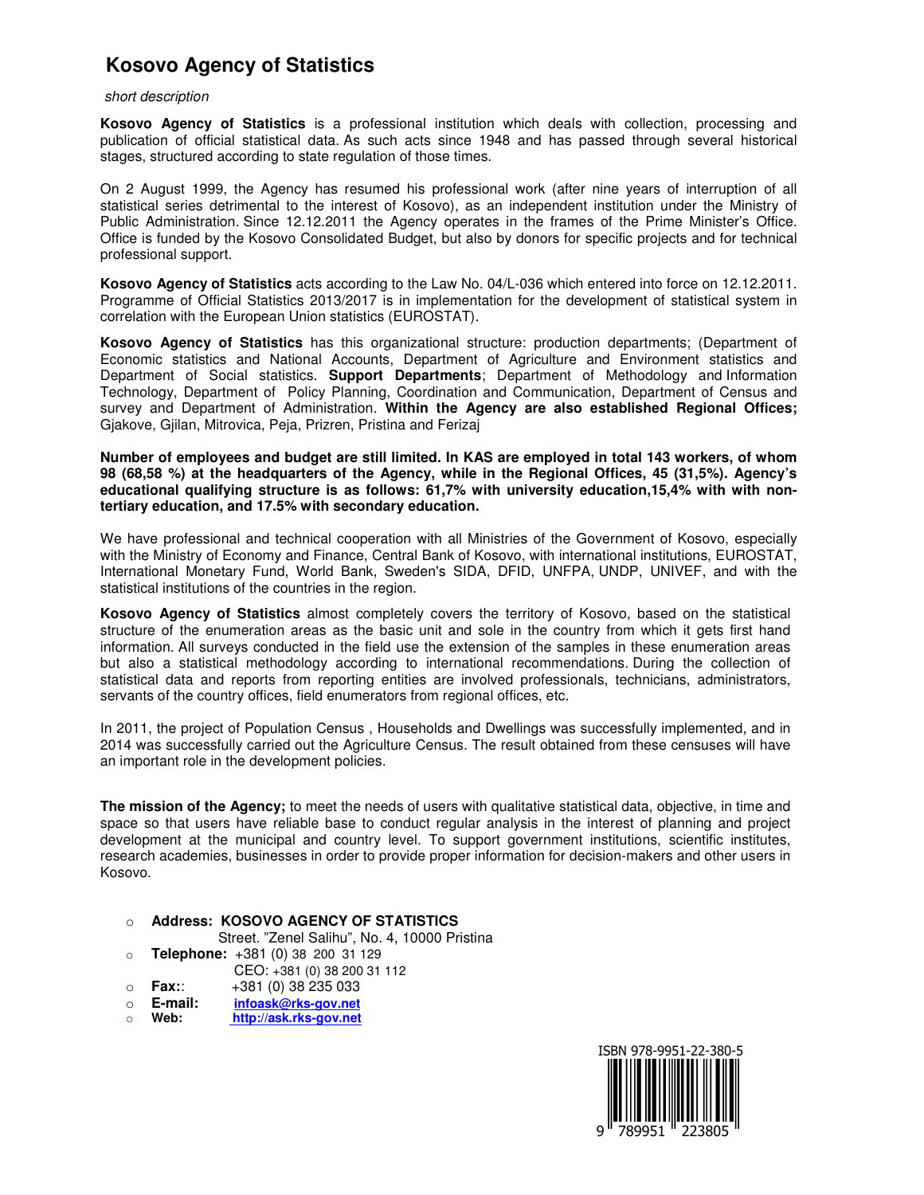# Kosovo Agency of Statistics

*short description*

**Kosovo Agency of Statistics** is a professional institution which deals with collection, processing and publication of official statistical data. As such acts since 1948 and has passed through several historical stages, structured according to state regulation of those times.

On 2 August 1999, the Agency has resumed his professional work (after nine years of interruption of all statistical series detrimental to the interest of Kosovo), as an independent institution under the Ministry of Public Administration. Since 12.12.2011 the Agency operates in the frames of the Prime Minister's Office. Office is funded by the Kosovo Consolidated Budget, but also by donors for specific projects and for technical professional support.

**Kosovo Agency of Statistics** acts according to the Law No. 04/L-036 which entered into force on 12.12.2011. Programme of Official Statistics 2013/2017 is in implementation for the development of statistical system in correlation with the European Union statistics (EUROSTAT).

**Kosovo Agency of Statistics** has this organizational structure: production departments; (Department of Economic statistics and National Accounts, Department of Agriculture and Environment statistics and Department of Social statistics. **Support Departments**; Department of Methodology and Information Technology, Department of Policy Planning, Coordination and Communication, Department of Census and survey and Department of Administration. **Within the Agency are also established Regional Offices;** Gjakove, Gjilan, Mitrovica, Peja, Prizren, Pristina and Ferizaj

**Number of employees and budget are still limited. In KAS are employed in total 143 workers, of whom 98 (68,58 %) at the headquarters of the Agency, while in the Regional Offices, 45 (31,5%). Agency's educational qualifying structure is as follows: 61,7% with university education,15,4% with with non-tertiary education, and 17.5% with secondary education.**

We have professional and technical cooperation with all Ministries of the Government of Kosovo, especially with the Ministry of Economy and Finance, Central Bank of Kosovo, with international institutions, EUROSTAT, International Monetary Fund, World Bank, Sweden's SIDA, DFID, UNFPA, UNDP, UNIVEF, and with the statistical institutions of the countries in the region.

**Kosovo Agency of Statistics** almost completely covers the territory of Kosovo, based on the statistical structure of the enumeration areas as the basic unit and sole in the country from which it gets first hand information. All surveys conducted in the field use the extension of the samples in these enumeration areas but also a statistical methodology according to international recommendations. During the collection of statistical data and reports from reporting entities are involved professionals, technicians, administrators, servants of the country offices, field enumerators from regional offices, etc.

In 2011, the project of Population Census , Households and Dwellings was successfully implemented, and in 2014 was successfully carried out the Agriculture Census. The result obtained from these censuses will have an important role in the development policies.

**The mission of the Agency;** to meet the needs of users with qualitative statistical data, objective, in time and space so that users have reliable base to conduct regular analysis in the interest of planning and project development at the municipal and country level. To support government institutions, scientific institutes, research academies, businesses in order to provide proper information for decision-makers and other users in Kosovo.

- **Address: KOSOVO AGENCY OF STATISTICS**
  Street. "Zenel Salihu", No. 4, 10000 Pristina
- **Telephone:** +381 (0) 38 200 31 129
  CEO: +381 (0) 38 200 31 112
- **Fax:**: +381 (0) 38 235 033
- **E-mail:** infoask@rks-gov.net
- **Web:** http://ask.rks-gov.net

ISBN 978-9951-22-380-5

9 789951 223805